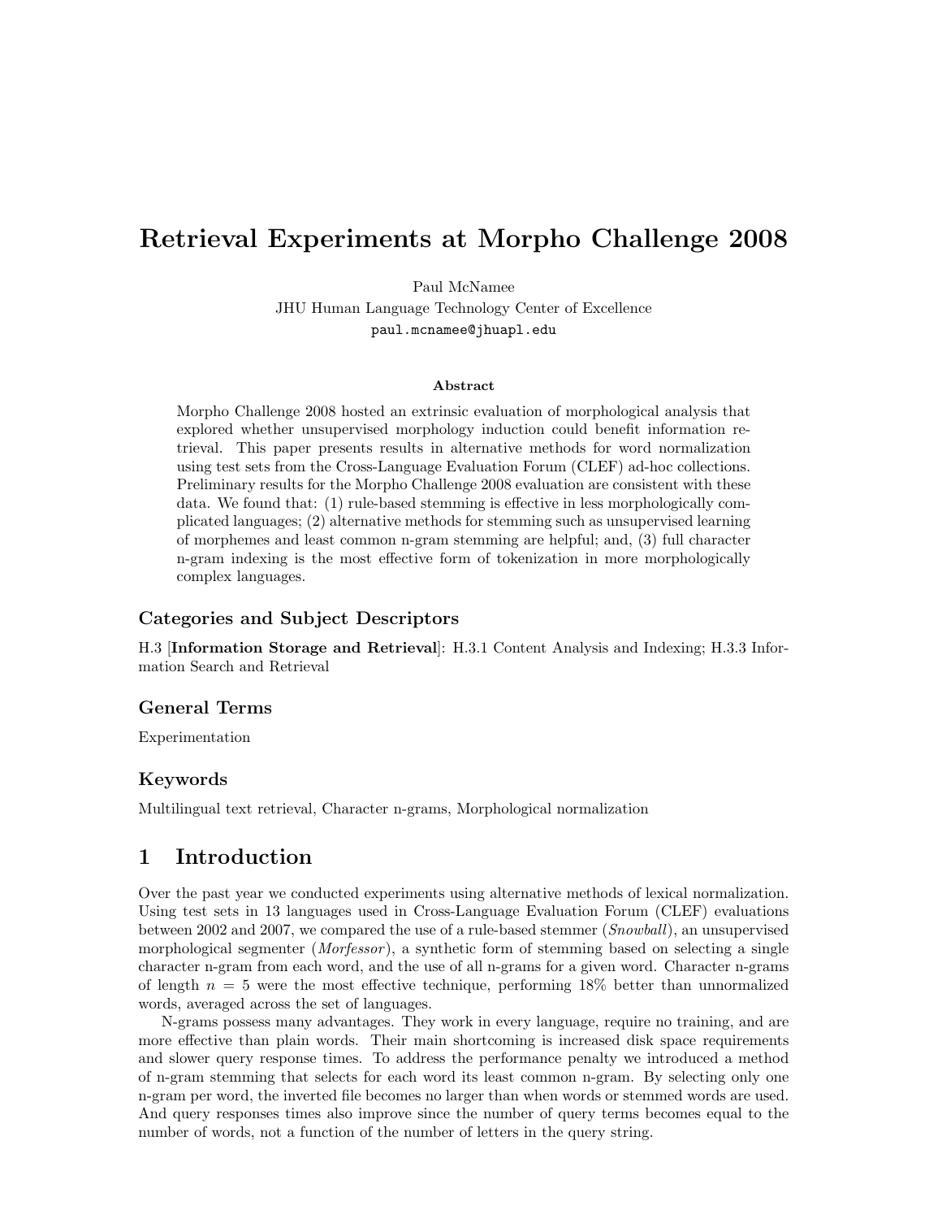# Retrieval Experiments at Morpho Challenge 2008

Paul McNamee
JHU Human Language Technology Center of Excellence
paul.mcnamee@jhuapl.edu

**Abstract**

Morpho Challenge 2008 hosted an extrinsic evaluation of morphological analysis that explored whether unsupervised morphology induction could benefit information retrieval. This paper presents results in alternative methods for word normalization using test sets from the Cross-Language Evaluation Forum (CLEF) ad-hoc collections. Preliminary results for the Morpho Challenge 2008 evaluation are consistent with these data. We found that: (1) rule-based stemming is effective in less morphologically complicated languages; (2) alternative methods for stemming such as unsupervised learning of morphemes and least common n-gram stemming are helpful; and, (3) full character n-gram indexing is the most effective form of tokenization in more morphologically complex languages.

### Categories and Subject Descriptors

H.3 [**Information Storage and Retrieval**]: H.3.1 Content Analysis and Indexing; H.3.3 Information Search and Retrieval

### General Terms

Experimentation

### Keywords

Multilingual text retrieval, Character n-grams, Morphological normalization

## 1 Introduction

Over the past year we conducted experiments using alternative methods of lexical normalization. Using test sets in 13 languages used in Cross-Language Evaluation Forum (CLEF) evaluations between 2002 and 2007, we compared the use of a rule-based stemmer (*Snowball*), an unsupervised morphological segmenter (*Morfessor*), a synthetic form of stemming based on selecting a single character n-gram from each word, and the use of all n-grams for a given word. Character n-grams of length $n = 5$ were the most effective technique, performing 18% better than unnormalized words, averaged across the set of languages.

N-grams possess many advantages. They work in every language, require no training, and are more effective than plain words. Their main shortcoming is increased disk space requirements and slower query response times. To address the performance penalty we introduced a method of n-gram stemming that selects for each word its least common n-gram. By selecting only one n-gram per word, the inverted file becomes no larger than when words or stemmed words are used. And query responses times also improve since the number of query terms becomes equal to the number of words, not a function of the number of letters in the query string.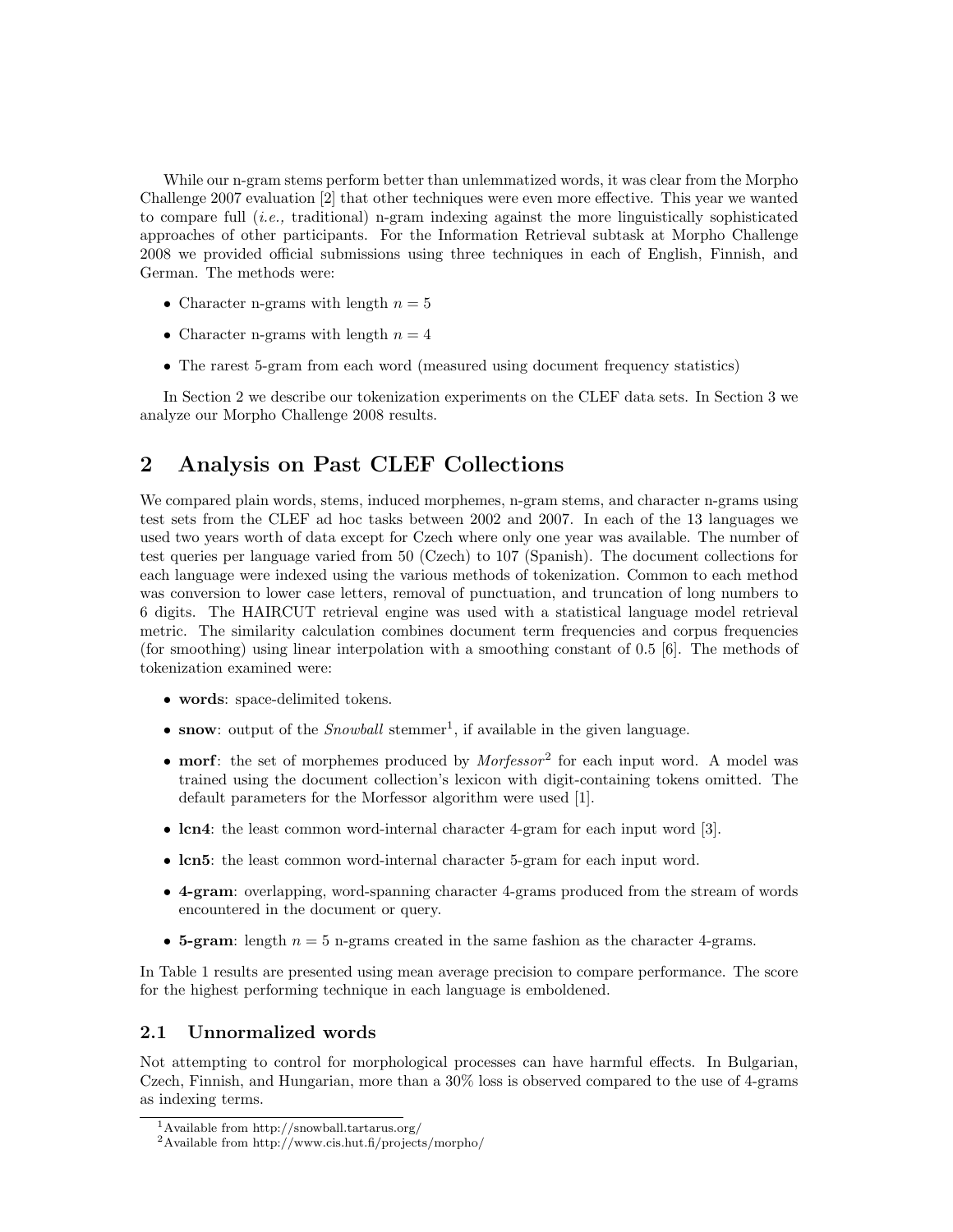While our n-gram stems perform better than unlemmatized words, it was clear from the Morpho Challenge 2007 evaluation [2] that other techniques were even more effective. This year we wanted to compare full (*i.e.,* traditional) n-gram indexing against the more linguistically sophisticated approaches of other participants. For the Information Retrieval subtask at Morpho Challenge 2008 we provided official submissions using three techniques in each of English, Finnish, and German. The methods were:

- Character n-grams with length $n = 5$
- Character n-grams with length $n = 4$
- The rarest 5-gram from each word (measured using document frequency statistics)

In Section 2 we describe our tokenization experiments on the CLEF data sets. In Section 3 we analyze our Morpho Challenge 2008 results.

## 2 Analysis on Past CLEF Collections

We compared plain words, stems, induced morphemes, n-gram stems, and character n-grams using test sets from the CLEF ad hoc tasks between 2002 and 2007. In each of the 13 languages we used two years worth of data except for Czech where only one year was available. The number of test queries per language varied from 50 (Czech) to 107 (Spanish). The document collections for each language were indexed using the various methods of tokenization. Common to each method was conversion to lower case letters, removal of punctuation, and truncation of long numbers to 6 digits. The HAIRCUT retrieval engine was used with a statistical language model retrieval metric. The similarity calculation combines document term frequencies and corpus frequencies (for smoothing) using linear interpolation with a smoothing constant of 0.5 [6]. The methods of tokenization examined were:

- **words**: space-delimited tokens.
- **snow**: output of the *Snowball* stemmer[1], if available in the given language.
- **morf**: the set of morphemes produced by *Morfessor*[2] for each input word. A model was trained using the document collection's lexicon with digit-containing tokens omitted. The default parameters for the Morfessor algorithm were used [1].
- **lcn4**: the least common word-internal character 4-gram for each input word [3].
- **lcn5**: the least common word-internal character 5-gram for each input word.
- **4-gram**: overlapping, word-spanning character 4-grams produced from the stream of words encountered in the document or query.
- **5-gram**: length $n = 5$ n-grams created in the same fashion as the character 4-grams.

In Table 1 results are presented using mean average precision to compare performance. The score for the highest performing technique in each language is emboldened.

### 2.1 Unnormalized words

Not attempting to control for morphological processes can have harmful effects. In Bulgarian, Czech, Finnish, and Hungarian, more than a 30% loss is observed compared to the use of 4-grams as indexing terms.

[1] Available from http://snowball.tartarus.org/

[2] Available from http://www.cis.hut.fi/projects/morpho/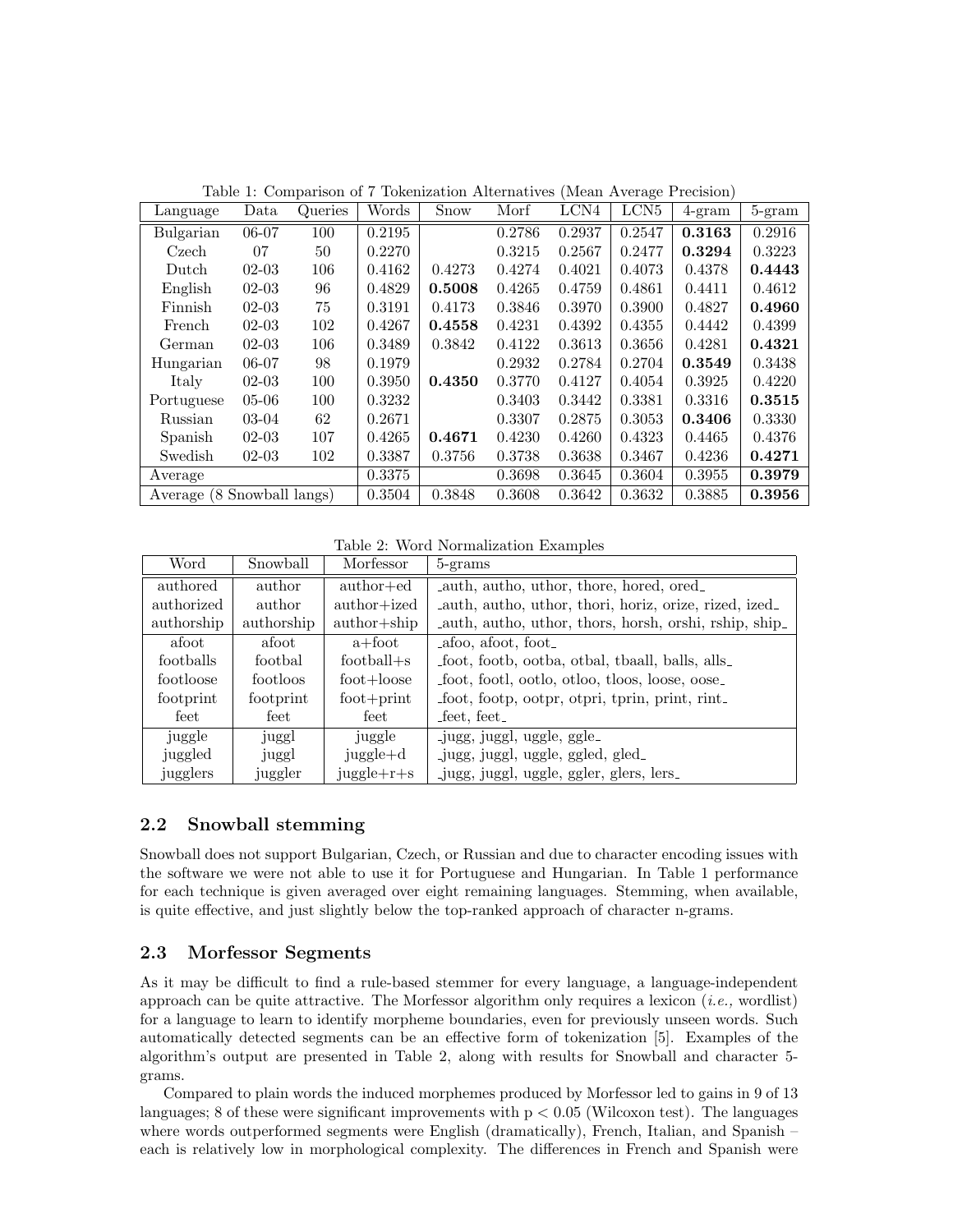Table 1: Comparison of 7 Tokenization Alternatives (Mean Average Precision)

| Language | Data | Queries | Words | Snow | Morf | LCN4 | LCN5 | 4-gram | 5-gram |
|---|---|---|---|---|---|---|---|---|---|
| Bulgarian | 06-07 | 100 | 0.2195 | | 0.2786 | 0.2937 | 0.2547 | **0.3163** | 0.2916 |
| Czech | 07 | 50 | 0.2270 | | 0.3215 | 0.2567 | 0.2477 | **0.3294** | 0.3223 |
| Dutch | 02-03 | 106 | 0.4162 | 0.4273 | 0.4274 | 0.4021 | 0.4073 | 0.4378 | **0.4443** |
| English | 02-03 | 96 | 0.4829 | **0.5008** | 0.4265 | 0.4759 | 0.4861 | 0.4411 | 0.4612 |
| Finnish | 02-03 | 75 | 0.3191 | 0.4173 | 0.3846 | 0.3970 | 0.3900 | 0.4827 | **0.4960** |
| French | 02-03 | 102 | 0.4267 | **0.4558** | 0.4231 | 0.4392 | 0.4355 | 0.4442 | 0.4399 |
| German | 02-03 | 106 | 0.3489 | 0.3842 | 0.4122 | 0.3613 | 0.3656 | 0.4281 | **0.4321** |
| Hungarian | 06-07 | 98 | 0.1979 | | 0.2932 | 0.2784 | 0.2704 | **0.3549** | 0.3438 |
| Italy | 02-03 | 100 | 0.3950 | **0.4350** | 0.3770 | 0.4127 | 0.4054 | 0.3925 | 0.4220 |
| Portuguese | 05-06 | 100 | 0.3232 | | 0.3403 | 0.3442 | 0.3381 | 0.3316 | **0.3515** |
| Russian | 03-04 | 62 | 0.2671 | | 0.3307 | 0.2875 | 0.3053 | **0.3406** | 0.3330 |
| Spanish | 02-03 | 107 | 0.4265 | **0.4671** | 0.4230 | 0.4260 | 0.4323 | 0.4465 | 0.4376 |
| Swedish | 02-03 | 102 | 0.3387 | 0.3756 | 0.3738 | 0.3638 | 0.3467 | 0.4236 | **0.4271** |
| Average | | | 0.3375 | | 0.3698 | 0.3645 | 0.3604 | 0.3955 | **0.3979** |
| Average (8 Snowball langs) | | | 0.3504 | 0.3848 | 0.3608 | 0.3642 | 0.3632 | 0.3885 | **0.3956** |

Table 2: Word Normalization Examples

| Word | Snowball | Morfessor | 5-grams |
|---|---|---|---|
| authored | author | author+ed | _auth, autho, uthor, thore, hored, ored_ |
| authorized | author | author+ized | _auth, autho, uthor, thori, horiz, orize, rized, ized_ |
| authorship | authorship | author+ship | _auth, autho, uthor, thors, horsh, orshi, rship, ship_ |
| afoot | afoot | a+foot | _afoo, afoot, foot_ |
| footballs | footbal | football+s | _foot, footb, ootba, otbal, tbaall, balls, alls_ |
| footloose | footloos | foot+loose | _foot, footl, ootlo, otloo, tloos, loose, oose_ |
| footprint | footprint | foot+print | _foot, footp, ootpr, otpri, tprin, print, rint_ |
| feet | feet | feet | _feet, feet_ |
| juggle | juggl | juggle | _jugg, juggl, uggle, ggle_ |
| juggled | juggl | juggle+d | _jugg, juggl, uggle, ggled, gled_ |
| jugglers | juggler | juggle+r+s | _jugg, juggl, uggle, ggler, glers, lers_ |

### 2.2 Snowball stemming

Snowball does not support Bulgarian, Czech, or Russian and due to character encoding issues with the software we were not able to use it for Portuguese and Hungarian. In Table 1 performance for each technique is given averaged over eight remaining languages. Stemming, when available, is quite effective, and just slightly below the top-ranked approach of character n-grams.

### 2.3 Morfessor Segments

As it may be difficult to find a rule-based stemmer for every language, a language-independent approach can be quite attractive. The Morfessor algorithm only requires a lexicon (*i.e.,* wordlist) for a language to learn to identify morpheme boundaries, even for previously unseen words. Such automatically detected segments can be an effective form of tokenization [5]. Examples of the algorithm's output are presented in Table 2, along with results for Snowball and character 5-grams.

Compared to plain words the induced morphemes produced by Morfessor led to gains in 9 of 13 languages; 8 of these were significant improvements with $p < 0.05$ (Wilcoxon test). The languages where words outperformed segments were English (dramatically), French, Italian, and Spanish – each is relatively low in morphological complexity. The differences in French and Spanish were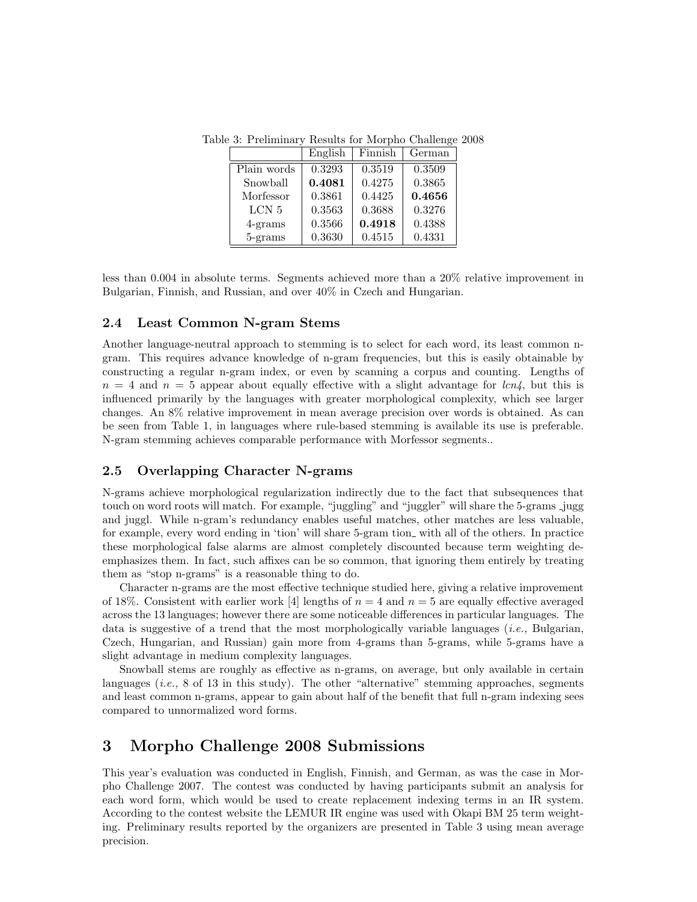Table 3: Preliminary Results for Morpho Challenge 2008

| | English | Finnish | German |
|---|---|---|---|
| Plain words | 0.3293 | 0.3519 | 0.3509 |
| Snowball | **0.4081** | 0.4275 | 0.3865 |
| Morfessor | 0.3861 | 0.4425 | **0.4656** |
| LCN 5 | 0.3563 | 0.3688 | 0.3276 |
| 4-grams | 0.3566 | **0.4918** | 0.4388 |
| 5-grams | 0.3630 | 0.4515 | 0.4331 |

less than 0.004 in absolute terms. Segments achieved more than a 20% relative improvement in Bulgarian, Finnish, and Russian, and over 40% in Czech and Hungarian.

### 2.4 Least Common N-gram Stems

Another language-neutral approach to stemming is to select for each word, its least common n-gram. This requires advance knowledge of n-gram frequencies, but this is easily obtainable by constructing a regular n-gram index, or even by scanning a corpus and counting. Lengths of $n = 4$ and $n = 5$ appear about equally effective with a slight advantage for *lcn4*, but this is influenced primarily by the languages with greater morphological complexity, which see larger changes. An 8% relative improvement in mean average precision over words is obtained. As can be seen from Table 1, in languages where rule-based stemming is available its use is preferable. N-gram stemming achieves comparable performance with Morfessor segments..

### 2.5 Overlapping Character N-grams

N-grams achieve morphological regularization indirectly due to the fact that subsequences that touch on word roots will match. For example, "juggling" and "juggler" will share the 5-grams _jugg and juggl. While n-gram's redundancy enables useful matches, other matches are less valuable, for example, every word ending in 'tion' will share 5-gram tion_ with all of the others. In practice these morphological false alarms are almost completely discounted because term weighting de-emphasizes them. In fact, such affixes can be so common, that ignoring them entirely by treating them as "stop n-grams" is a reasonable thing to do.

Character n-grams are the most effective technique studied here, giving a relative improvement of 18%. Consistent with earlier work [4] lengths of $n = 4$ and $n = 5$ are equally effective averaged across the 13 languages; however there are some noticeable differences in particular languages. The data is suggestive of a trend that the most morphologically variable languages (*i.e.,* Bulgarian, Czech, Hungarian, and Russian) gain more from 4-grams than 5-grams, while 5-grams have a slight advantage in medium complexity languages.

Snowball stems are roughly as effective as n-grams, on average, but only available in certain languages (*i.e.,* 8 of 13 in this study). The other "alternative" stemming approaches, segments and least common n-grams, appear to gain about half of the benefit that full n-gram indexing sees compared to unnormalized word forms.

## 3 Morpho Challenge 2008 Submissions

This year's evaluation was conducted in English, Finnish, and German, as was the case in Morpho Challenge 2007. The contest was conducted by having participants submit an analysis for each word form, which would be used to create replacement indexing terms in an IR system. According to the contest website the LEMUR IR engine was used with Okapi BM 25 term weighting. Preliminary results reported by the organizers are presented in Table 3 using mean average precision.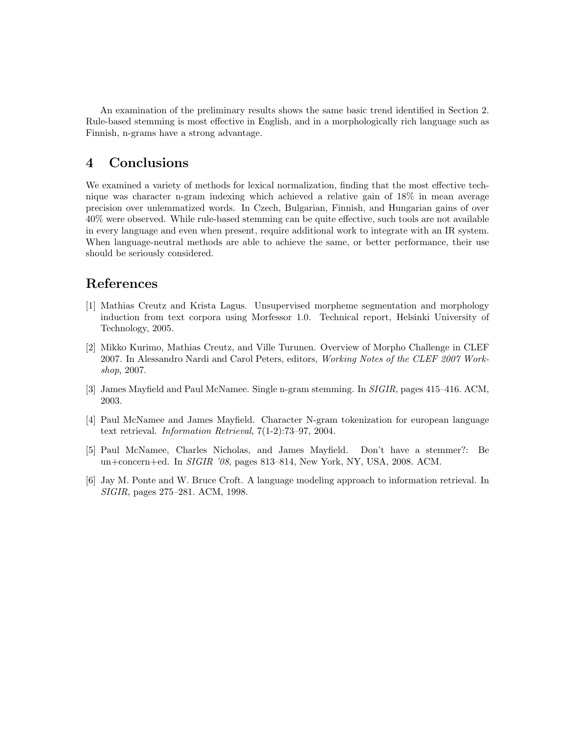An examination of the preliminary results shows the same basic trend identified in Section 2. Rule-based stemming is most effective in English, and in a morphologically rich language such as Finnish, n-grams have a strong advantage.

## 4 Conclusions

We examined a variety of methods for lexical normalization, finding that the most effective technique was character n-gram indexing which achieved a relative gain of 18% in mean average precision over unlemmatized words. In Czech, Bulgarian, Finnish, and Hungarian gains of over 40% were observed. While rule-based stemming can be quite effective, such tools are not available in every language and even when present, require additional work to integrate with an IR system. When language-neutral methods are able to achieve the same, or better performance, their use should be seriously considered.

## References

[1] Mathias Creutz and Krista Lagus. Unsupervised morpheme segmentation and morphology induction from text corpora using Morfessor 1.0. Technical report, Helsinki University of Technology, 2005.

[2] Mikko Kurimo, Mathias Creutz, and Ville Turunen. Overview of Morpho Challenge in CLEF 2007. In Alessandro Nardi and Carol Peters, editors, *Working Notes of the CLEF 2007 Workshop*, 2007.

[3] James Mayfield and Paul McNamee. Single n-gram stemming. In *SIGIR*, pages 415–416. ACM, 2003.

[4] Paul McNamee and James Mayfield. Character N-gram tokenization for european language text retrieval. *Information Retrieval*, 7(1-2):73–97, 2004.

[5] Paul McNamee, Charles Nicholas, and James Mayfield. Don't have a stemmer?: Be un+concern+ed. In *SIGIR '08*, pages 813–814, New York, NY, USA, 2008. ACM.

[6] Jay M. Ponte and W. Bruce Croft. A language modeling approach to information retrieval. In *SIGIR*, pages 275–281. ACM, 1998.